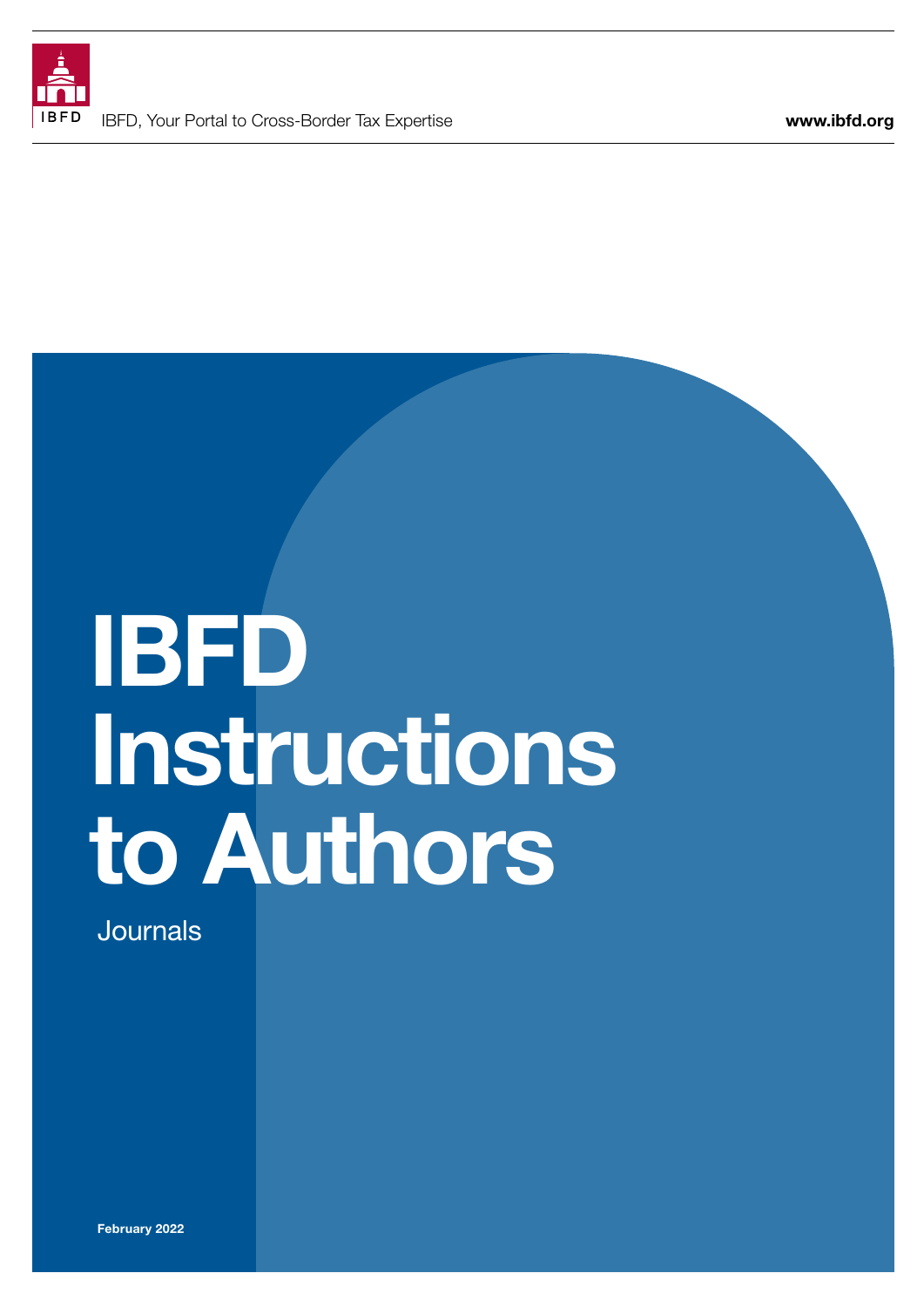IBFD, Your Portal to Cross-Border Tax Expertise

www.ibfd.org

# IBFD Instructions to Authors

Journals

**February 2022**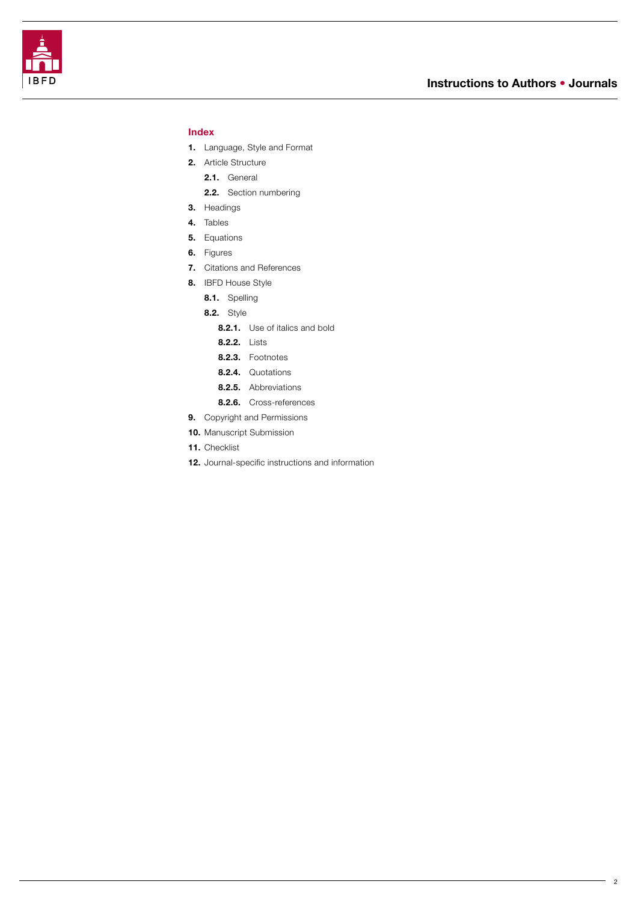## Index

**1.** Language, Style and Format

**2.** Article Structure

- **2.1.** General
- **2.2.** Section numbering

**3.** Headings

**4.** Tables

**5.** Equations

**6.** Figures

**7.** Citations and References

**8.** IBFD House Style

- **8.1.** Spelling
- **8.2.** Style
  - **8.2.1.** Use of italics and bold
  - **8.2.2.** Lists
  - **8.2.3.** Footnotes
  - **8.2.4.** Quotations
  - **8.2.5.** Abbreviations
  - **8.2.6.** Cross-references

**9.** Copyright and Permissions

**10.** Manuscript Submission

**11.** Checklist

**12.** Journal-specific instructions and information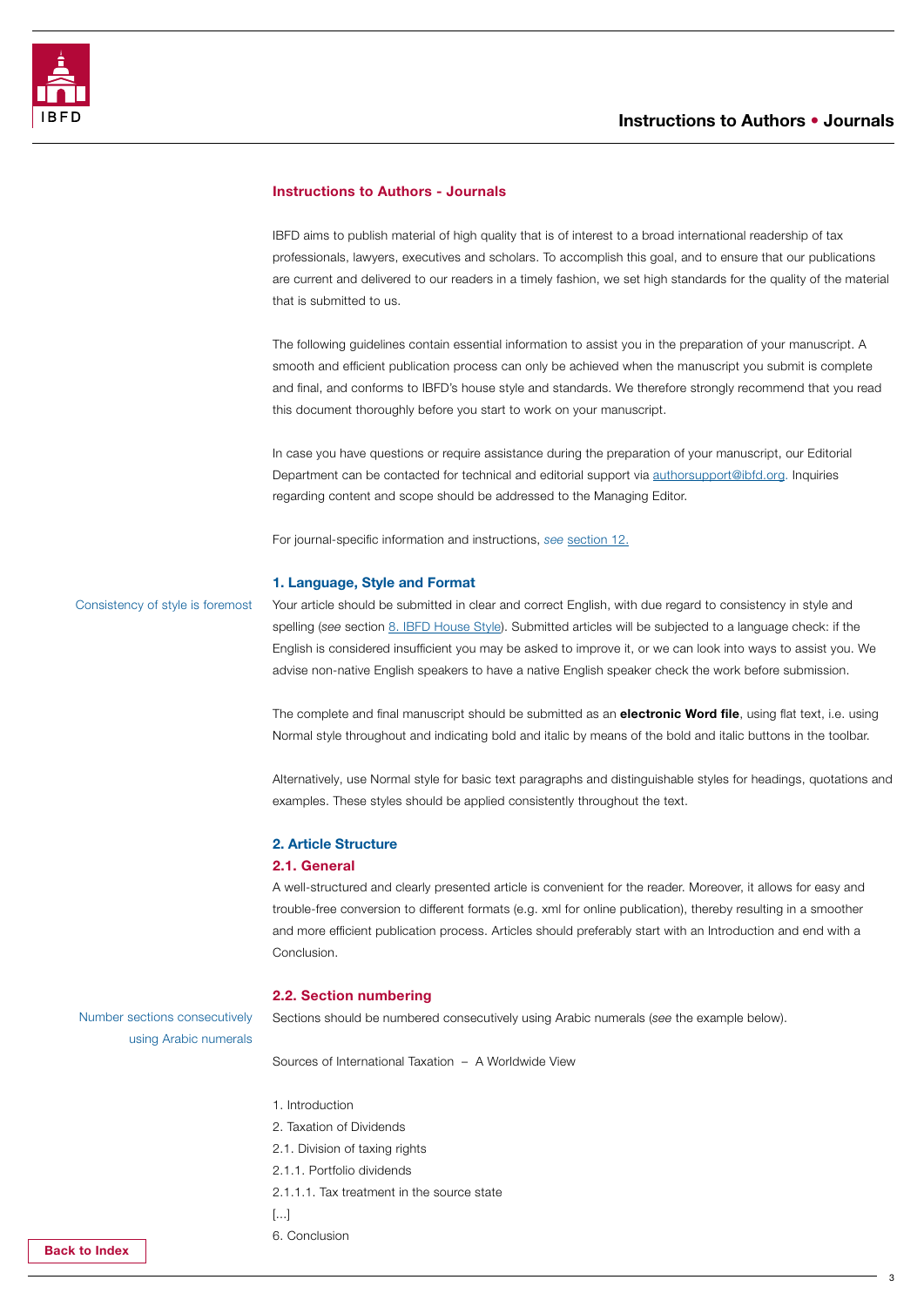## Instructions to Authors - Journals

IBFD aims to publish material of high quality that is of interest to a broad international readership of tax professionals, lawyers, executives and scholars. To accomplish this goal, and to ensure that our publications are current and delivered to our readers in a timely fashion, we set high standards for the quality of the material that is submitted to us.

The following guidelines contain essential information to assist you in the preparation of your manuscript. A smooth and efficient publication process can only be achieved when the manuscript you submit is complete and final, and conforms to IBFD's house style and standards. We therefore strongly recommend that you read this document thoroughly before you start to work on your manuscript.

In case you have questions or require assistance during the preparation of your manuscript, our Editorial Department can be contacted for technical and editorial support via authorsupport@ibfd.org. Inquiries regarding content and scope should be addressed to the Managing Editor.

For journal-specific information and instructions, *see* section 12.

### 1. Language, Style and Format

Consistency of style is foremost

Your article should be submitted in clear and correct English, with due regard to consistency in style and spelling (*see* section 8. IBFD House Style). Submitted articles will be subjected to a language check: if the English is considered insufficient you may be asked to improve it, or we can look into ways to assist you. We advise non-native English speakers to have a native English speaker check the work before submission.

The complete and final manuscript should be submitted as an **electronic Word file**, using flat text, i.e. using Normal style throughout and indicating bold and italic by means of the bold and italic buttons in the toolbar.

Alternatively, use Normal style for basic text paragraphs and distinguishable styles for headings, quotations and examples. These styles should be applied consistently throughout the text.

### 2. Article Structure

#### 2.1. General

A well-structured and clearly presented article is convenient for the reader. Moreover, it allows for easy and trouble-free conversion to different formats (e.g. xml for online publication), thereby resulting in a smoother and more efficient publication process. Articles should preferably start with an Introduction and end with a Conclusion.

#### 2.2. Section numbering

Number sections consecutively using Arabic numerals

Sections should be numbered consecutively using Arabic numerals (*see* the example below).

Sources of International Taxation – A Worldwide View

1. Introduction
2. Taxation of Dividends
2.1. Division of taxing rights
2.1.1. Portfolio dividends
2.1.1.1. Tax treatment in the source state
[...]
6. Conclusion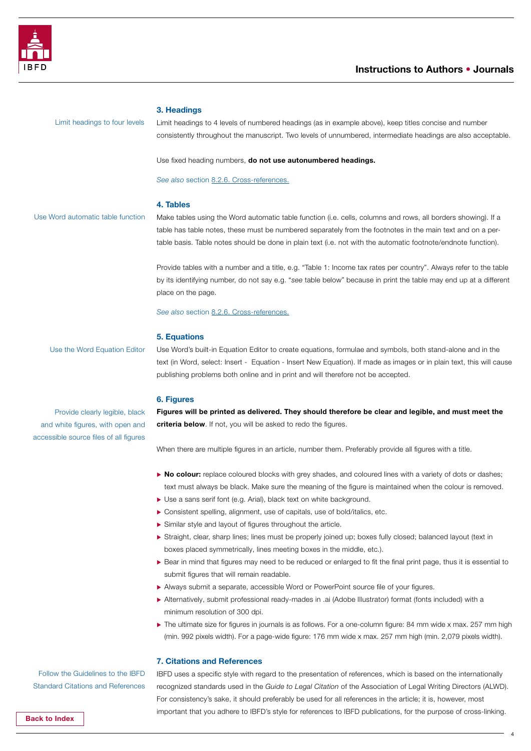## 3. Headings

Limit headings to four levels

Limit headings to 4 levels of numbered headings (as in example above), keep titles concise and number consistently throughout the manuscript. Two levels of unnumbered, intermediate headings are also acceptable.

Use fixed heading numbers, **do not use autonumbered headings.**

*See also* section 8.2.6. Cross-references.

## 4. Tables

Use Word automatic table function

Make tables using the Word automatic table function (i.e. cells, columns and rows, all borders showing). If a table has table notes, these must be numbered separately from the footnotes in the main text and on a per-table basis. Table notes should be done in plain text (i.e. not with the automatic footnote/endnote function).

Provide tables with a number and a title, e.g. "Table 1: Income tax rates per country". Always refer to the table by its identifying number, do not say e.g. "*see* table below" because in print the table may end up at a different place on the page.

*See also* section 8.2.6. Cross-references.

## 5. Equations

Use the Word Equation Editor

Use Word's built-in Equation Editor to create equations, formulae and symbols, both stand-alone and in the text (in Word, select: Insert - Equation - Insert New Equation). If made as images or in plain text, this will cause publishing problems both online and in print and will therefore not be accepted.

## 6. Figures

Provide clearly legible, black and white figures, with open and accessible source files of all figures

**Figures will be printed as delivered. They should therefore be clear and legible, and must meet the criteria below**. If not, you will be asked to redo the figures.

When there are multiple figures in an article, number them. Preferably provide all figures with a title.

- **No colour:** replace coloured blocks with grey shades, and coloured lines with a variety of dots or dashes; text must always be black. Make sure the meaning of the figure is maintained when the colour is removed.
- Use a sans serif font (e.g. Arial), black text on white background.
- Consistent spelling, alignment, use of capitals, use of bold/italics, etc.
- Similar style and layout of figures throughout the article.
- Straight, clear, sharp lines; lines must be properly joined up; boxes fully closed; balanced layout (text in boxes placed symmetrically, lines meeting boxes in the middle, etc.).
- Bear in mind that figures may need to be reduced or enlarged to fit the final print page, thus it is essential to submit figures that will remain readable.
- Always submit a separate, accessible Word or PowerPoint source file of your figures.
- Alternatively, submit professional ready-mades in .ai (Adobe Illustrator) format (fonts included) with a minimum resolution of 300 dpi.
- The ultimate size for figures in journals is as follows. For a one-column figure: 84 mm wide x max. 257 mm high (min. 992 pixels width). For a page-wide figure: 176 mm wide x max. 257 mm high (min. 2,079 pixels width).

## 7. Citations and References

Follow the Guidelines to the IBFD Standard Citations and References

IBFD uses a specific style with regard to the presentation of references, which is based on the internationally recognized standards used in the *Guide to Legal Citation* of the Association of Legal Writing Directors (ALWD). For consistency's sake, it should preferably be used for all references in the article; it is, however, most important that you adhere to IBFD's style for references to IBFD publications, for the purpose of cross-linking.

Back to Index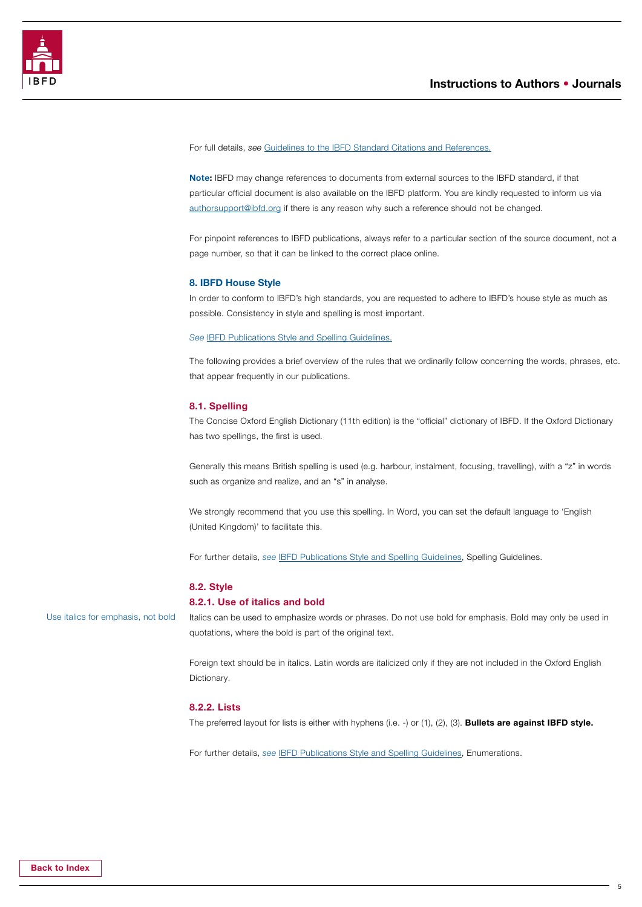For full details, *see* Guidelines to the IBFD Standard Citations and References.

**Note:** IBFD may change references to documents from external sources to the IBFD standard, if that particular official document is also available on the IBFD platform. You are kindly requested to inform us via authorsupport@ibfd.org if there is any reason why such a reference should not be changed.

For pinpoint references to IBFD publications, always refer to a particular section of the source document, not a page number, so that it can be linked to the correct place online.

## 8. IBFD House Style

In order to conform to IBFD's high standards, you are requested to adhere to IBFD's house style as much as possible. Consistency in style and spelling is most important.

*See* IBFD Publications Style and Spelling Guidelines.

The following provides a brief overview of the rules that we ordinarily follow concerning the words, phrases, etc. that appear frequently in our publications.

### 8.1. Spelling

The Concise Oxford English Dictionary (11th edition) is the "official" dictionary of IBFD. If the Oxford Dictionary has two spellings, the first is used.

Generally this means British spelling is used (e.g. harbour, instalment, focusing, travelling), with a "z" in words such as organize and realize, and an "s" in analyse.

We strongly recommend that you use this spelling. In Word, you can set the default language to 'English (United Kingdom)' to facilitate this.

For further details, *see* IBFD Publications Style and Spelling Guidelines, Spelling Guidelines.

### 8.2. Style

#### 8.2.1. Use of italics and bold

Use italics for emphasis, not bold

Italics can be used to emphasize words or phrases. Do not use bold for emphasis. Bold may only be used in quotations, where the bold is part of the original text.

Foreign text should be in italics. Latin words are italicized only if they are not included in the Oxford English Dictionary.

#### 8.2.2. Lists

The preferred layout for lists is either with hyphens (i.e. -) or (1), (2), (3). **Bullets are against IBFD style.**

For further details, *see* IBFD Publications Style and Spelling Guidelines, Enumerations.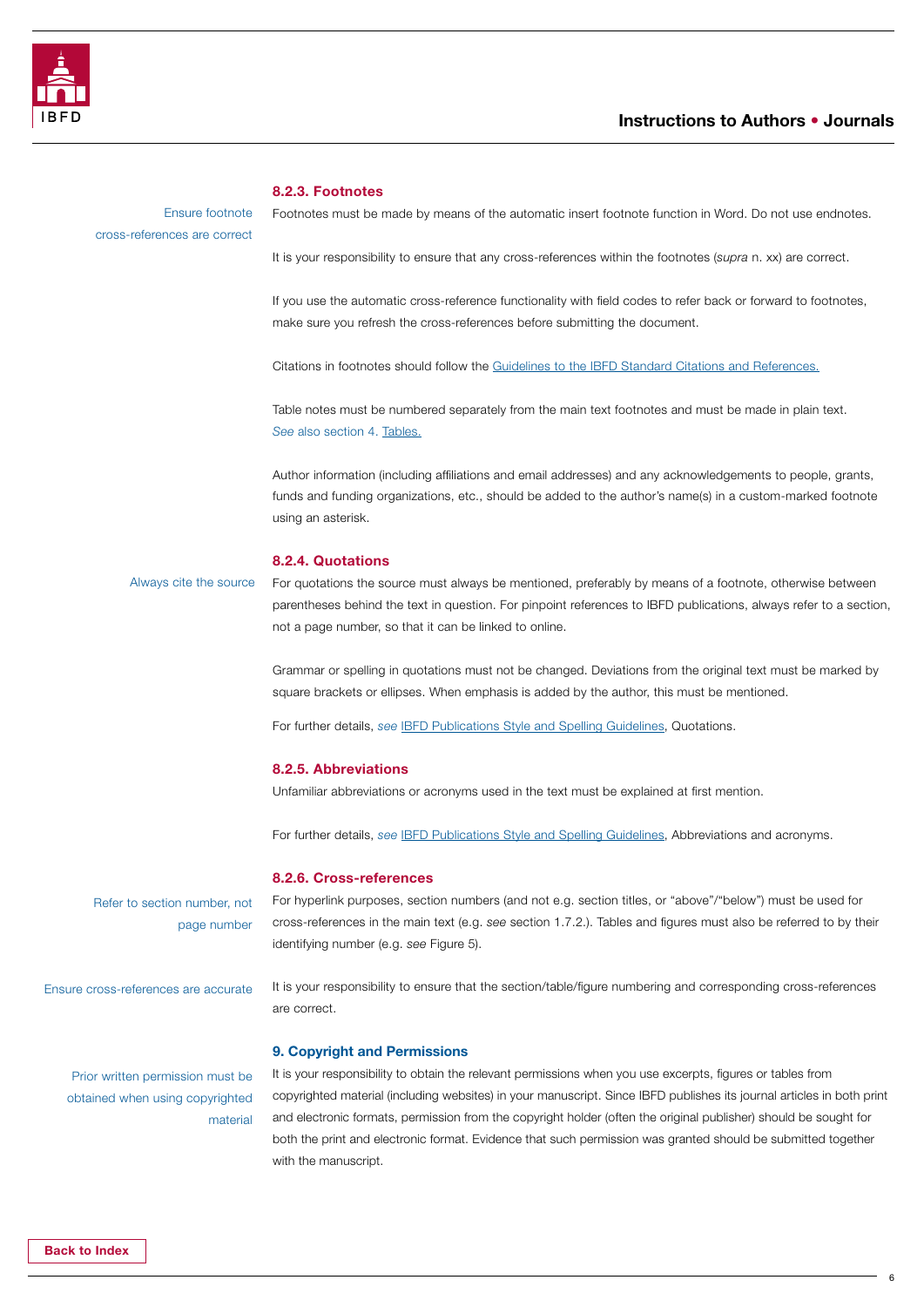### 8.2.3. Footnotes

Ensure footnote cross-references are correct

Footnotes must be made by means of the automatic insert footnote function in Word. Do not use endnotes.

It is your responsibility to ensure that any cross-references within the footnotes (*supra* n. xx) are correct.

If you use the automatic cross-reference functionality with field codes to refer back or forward to footnotes, make sure you refresh the cross-references before submitting the document.

Citations in footnotes should follow the Guidelines to the IBFD Standard Citations and References.

Table notes must be numbered separately from the main text footnotes and must be made in plain text. *See* also section 4. Tables.

Author information (including affiliations and email addresses) and any acknowledgements to people, grants, funds and funding organizations, etc., should be added to the author's name(s) in a custom-marked footnote using an asterisk.

### 8.2.4. Quotations

Always cite the source

For quotations the source must always be mentioned, preferably by means of a footnote, otherwise between parentheses behind the text in question. For pinpoint references to IBFD publications, always refer to a section, not a page number, so that it can be linked to online.

Grammar or spelling in quotations must not be changed. Deviations from the original text must be marked by square brackets or ellipses. When emphasis is added by the author, this must be mentioned.

For further details, *see* IBFD Publications Style and Spelling Guidelines, Quotations.

### 8.2.5. Abbreviations

Unfamiliar abbreviations or acronyms used in the text must be explained at first mention.

For further details, *see* IBFD Publications Style and Spelling Guidelines, Abbreviations and acronyms.

### 8.2.6. Cross-references

Refer to section number, not page number

For hyperlink purposes, section numbers (and not e.g. section titles, or "above"/"below") must be used for cross-references in the main text (e.g. *see* section 1.7.2.). Tables and figures must also be referred to by their identifying number (e.g. *see* Figure 5).

Ensure cross-references are accurate

It is your responsibility to ensure that the section/table/figure numbering and corresponding cross-references are correct.

## 9. Copyright and Permissions

Prior written permission must be obtained when using copyrighted material

It is your responsibility to obtain the relevant permissions when you use excerpts, figures or tables from copyrighted material (including websites) in your manuscript. Since IBFD publishes its journal articles in both print and electronic formats, permission from the copyright holder (often the original publisher) should be sought for both the print and electronic format. Evidence that such permission was granted should be submitted together with the manuscript.

Back to Index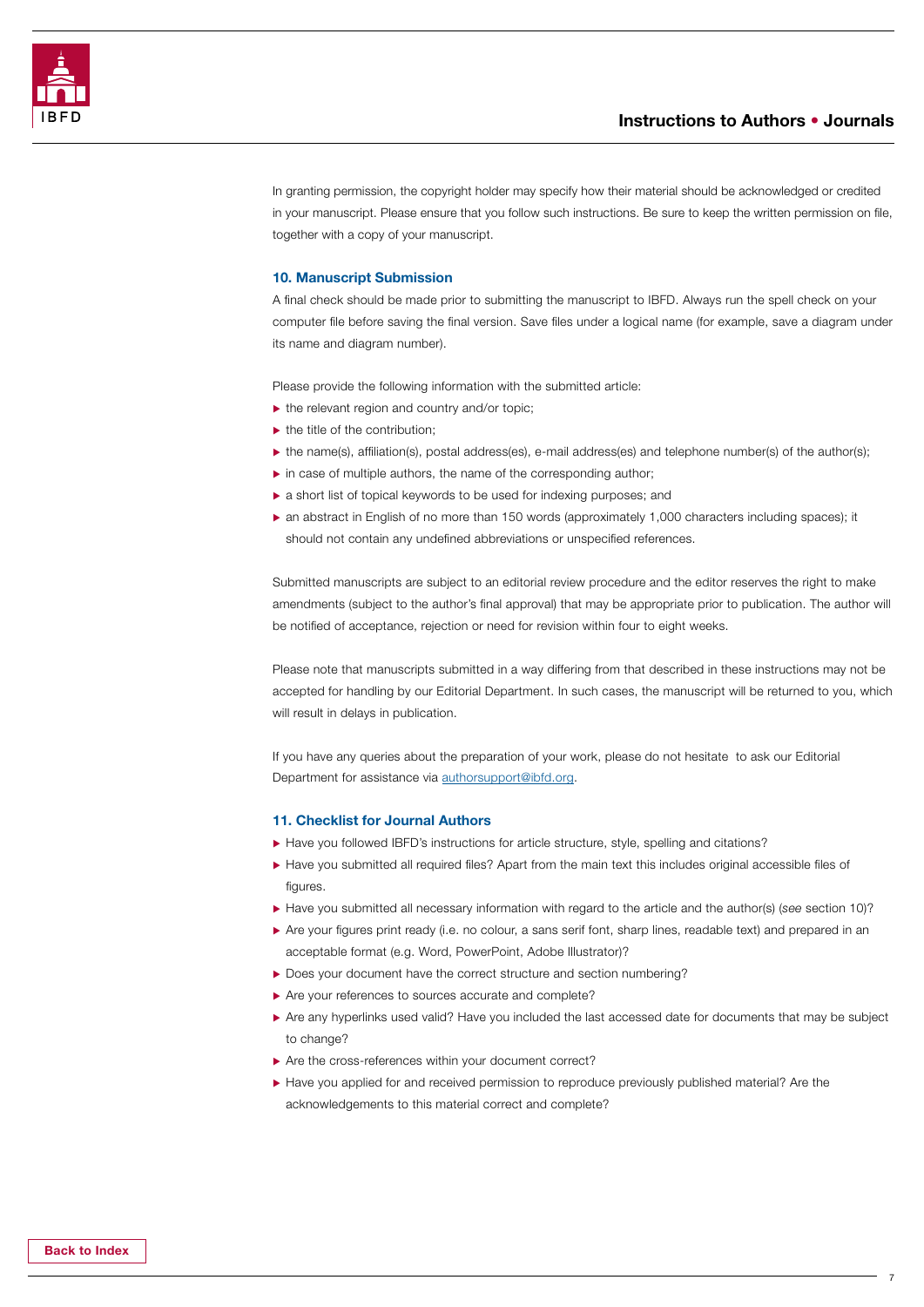In granting permission, the copyright holder may specify how their material should be acknowledged or credited in your manuscript. Please ensure that you follow such instructions. Be sure to keep the written permission on file, together with a copy of your manuscript.

## 10. Manuscript Submission

A final check should be made prior to submitting the manuscript to IBFD. Always run the spell check on your computer file before saving the final version. Save files under a logical name (for example, save a diagram under its name and diagram number).

Please provide the following information with the submitted article:

- the relevant region and country and/or topic;
- the title of the contribution;
- the name(s), affiliation(s), postal address(es), e-mail address(es) and telephone number(s) of the author(s);
- in case of multiple authors, the name of the corresponding author;
- a short list of topical keywords to be used for indexing purposes; and
- an abstract in English of no more than 150 words (approximately 1,000 characters including spaces); it should not contain any undefined abbreviations or unspecified references.

Submitted manuscripts are subject to an editorial review procedure and the editor reserves the right to make amendments (subject to the author's final approval) that may be appropriate prior to publication. The author will be notified of acceptance, rejection or need for revision within four to eight weeks.

Please note that manuscripts submitted in a way differing from that described in these instructions may not be accepted for handling by our Editorial Department. In such cases, the manuscript will be returned to you, which will result in delays in publication.

If you have any queries about the preparation of your work, please do not hesitate to ask our Editorial Department for assistance via authorsupport@ibfd.org.

## 11. Checklist for Journal Authors

- Have you followed IBFD's instructions for article structure, style, spelling and citations?
- Have you submitted all required files? Apart from the main text this includes original accessible files of figures.
- Have you submitted all necessary information with regard to the article and the author(s) (*see* section 10)?
- Are your figures print ready (i.e. no colour, a sans serif font, sharp lines, readable text) and prepared in an acceptable format (e.g. Word, PowerPoint, Adobe Illustrator)?
- Does your document have the correct structure and section numbering?
- Are your references to sources accurate and complete?
- Are any hyperlinks used valid? Have you included the last accessed date for documents that may be subject to change?
- Are the cross-references within your document correct?
- Have you applied for and received permission to reproduce previously published material? Are the acknowledgements to this material correct and complete?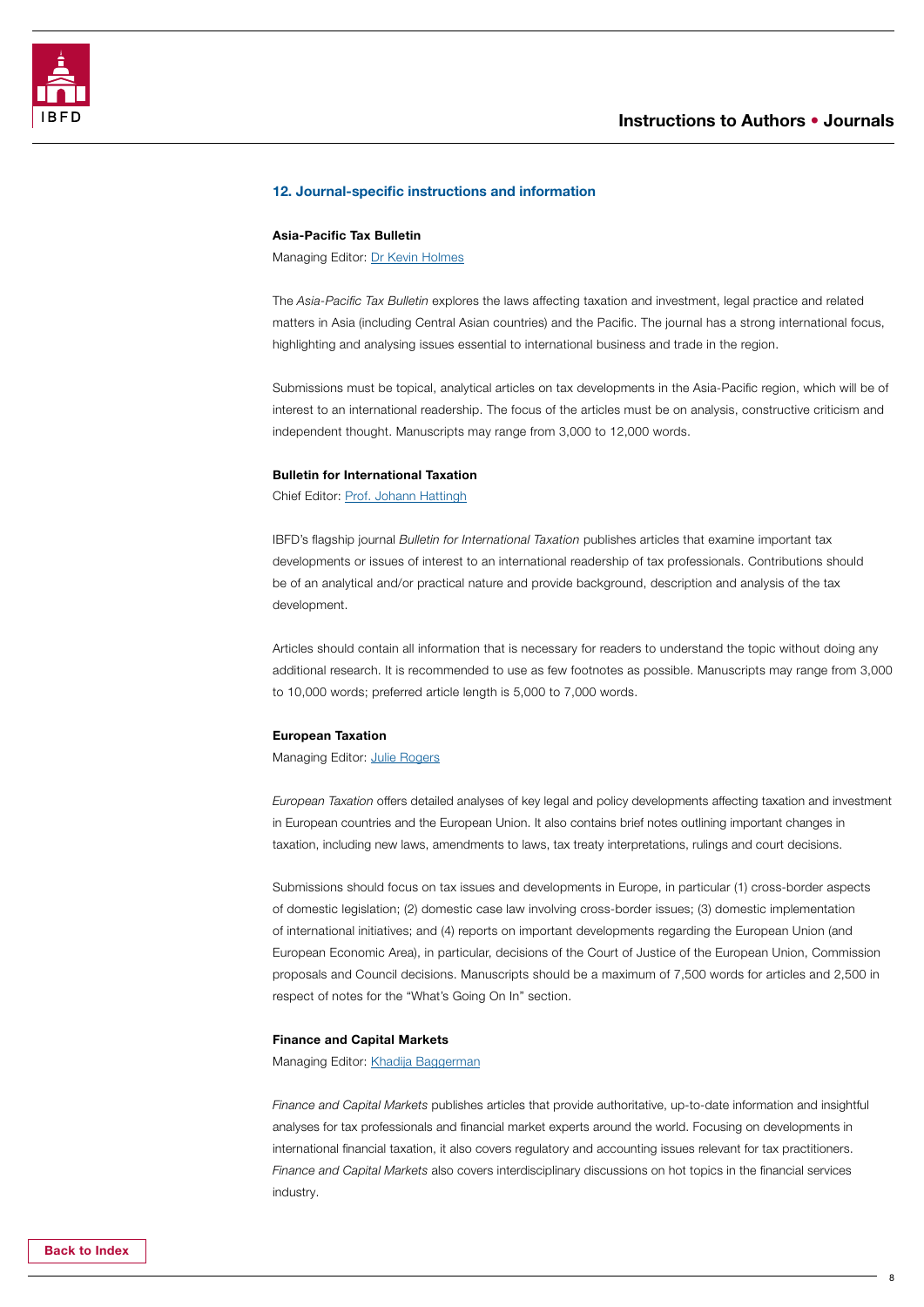## 12. Journal-specific instructions and information

### Asia-Pacific Tax Bulletin

Managing Editor: Dr Kevin Holmes

The *Asia-Pacific Tax Bulletin* explores the laws affecting taxation and investment, legal practice and related matters in Asia (including Central Asian countries) and the Pacific. The journal has a strong international focus, highlighting and analysing issues essential to international business and trade in the region.

Submissions must be topical, analytical articles on tax developments in the Asia-Pacific region, which will be of interest to an international readership. The focus of the articles must be on analysis, constructive criticism and independent thought. Manuscripts may range from 3,000 to 12,000 words.

### Bulletin for International Taxation

Chief Editor: Prof. Johann Hattingh

IBFD's flagship journal *Bulletin for International Taxation* publishes articles that examine important tax developments or issues of interest to an international readership of tax professionals. Contributions should be of an analytical and/or practical nature and provide background, description and analysis of the tax development.

Articles should contain all information that is necessary for readers to understand the topic without doing any additional research. It is recommended to use as few footnotes as possible. Manuscripts may range from 3,000 to 10,000 words; preferred article length is 5,000 to 7,000 words.

### European Taxation

Managing Editor: Julie Rogers

*European Taxation* offers detailed analyses of key legal and policy developments affecting taxation and investment in European countries and the European Union. It also contains brief notes outlining important changes in taxation, including new laws, amendments to laws, tax treaty interpretations, rulings and court decisions.

Submissions should focus on tax issues and developments in Europe, in particular (1) cross-border aspects of domestic legislation; (2) domestic case law involving cross-border issues; (3) domestic implementation of international initiatives; and (4) reports on important developments regarding the European Union (and European Economic Area), in particular, decisions of the Court of Justice of the European Union, Commission proposals and Council decisions. Manuscripts should be a maximum of 7,500 words for articles and 2,500 in respect of notes for the "What's Going On In" section.

### Finance and Capital Markets

Managing Editor: Khadija Baggerman

*Finance and Capital Markets* publishes articles that provide authoritative, up-to-date information and insightful analyses for tax professionals and financial market experts around the world. Focusing on developments in international financial taxation, it also covers regulatory and accounting issues relevant for tax practitioners. *Finance and Capital Markets* also covers interdisciplinary discussions on hot topics in the financial services industry.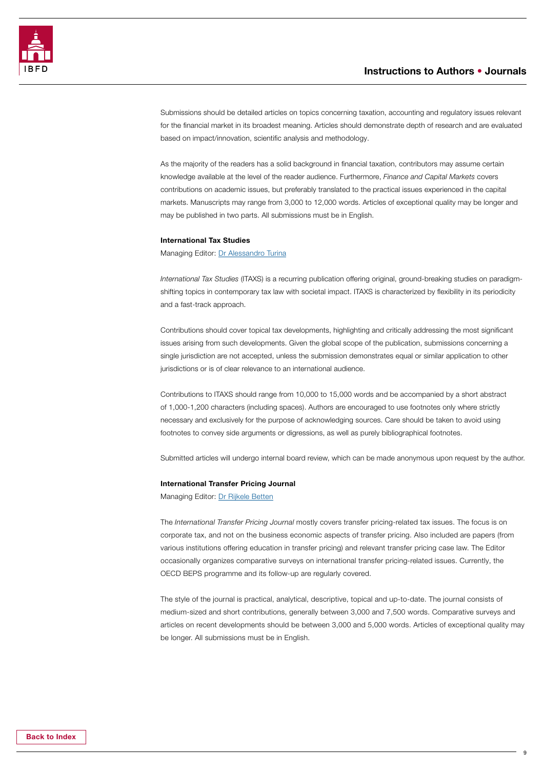Submissions should be detailed articles on topics concerning taxation, accounting and regulatory issues relevant for the financial market in its broadest meaning. Articles should demonstrate depth of research and are evaluated based on impact/innovation, scientific analysis and methodology.

As the majority of the readers has a solid background in financial taxation, contributors may assume certain knowledge available at the level of the reader audience. Furthermore, *Finance and Capital Markets* covers contributions on academic issues, but preferably translated to the practical issues experienced in the capital markets. Manuscripts may range from 3,000 to 12,000 words. Articles of exceptional quality may be longer and may be published in two parts. All submissions must be in English.

**International Tax Studies**

Managing Editor: [Dr Alessandro Turina]

*International Tax Studies* (ITAXS) is a recurring publication offering original, ground-breaking studies on paradigm-shifting topics in contemporary tax law with societal impact. ITAXS is characterized by flexibility in its periodicity and a fast-track approach.

Contributions should cover topical tax developments, highlighting and critically addressing the most significant issues arising from such developments. Given the global scope of the publication, submissions concerning a single jurisdiction are not accepted, unless the submission demonstrates equal or similar application to other jurisdictions or is of clear relevance to an international audience.

Contributions to ITAXS should range from 10,000 to 15,000 words and be accompanied by a short abstract of 1,000-1,200 characters (including spaces). Authors are encouraged to use footnotes only where strictly necessary and exclusively for the purpose of acknowledging sources. Care should be taken to avoid using footnotes to convey side arguments or digressions, as well as purely bibliographical footnotes.

Submitted articles will undergo internal board review, which can be made anonymous upon request by the author.

**International Transfer Pricing Journal**

Managing Editor: [Dr Rijkele Betten]

The *International Transfer Pricing Journal* mostly covers transfer pricing-related tax issues. The focus is on corporate tax, and not on the business economic aspects of transfer pricing. Also included are papers (from various institutions offering education in transfer pricing) and relevant transfer pricing case law. The Editor occasionally organizes comparative surveys on international transfer pricing-related issues. Currently, the OECD BEPS programme and its follow-up are regularly covered.

The style of the journal is practical, analytical, descriptive, topical and up-to-date. The journal consists of medium-sized and short contributions, generally between 3,000 and 7,500 words. Comparative surveys and articles on recent developments should be between 3,000 and 5,000 words. Articles of exceptional quality may be longer. All submissions must be in English.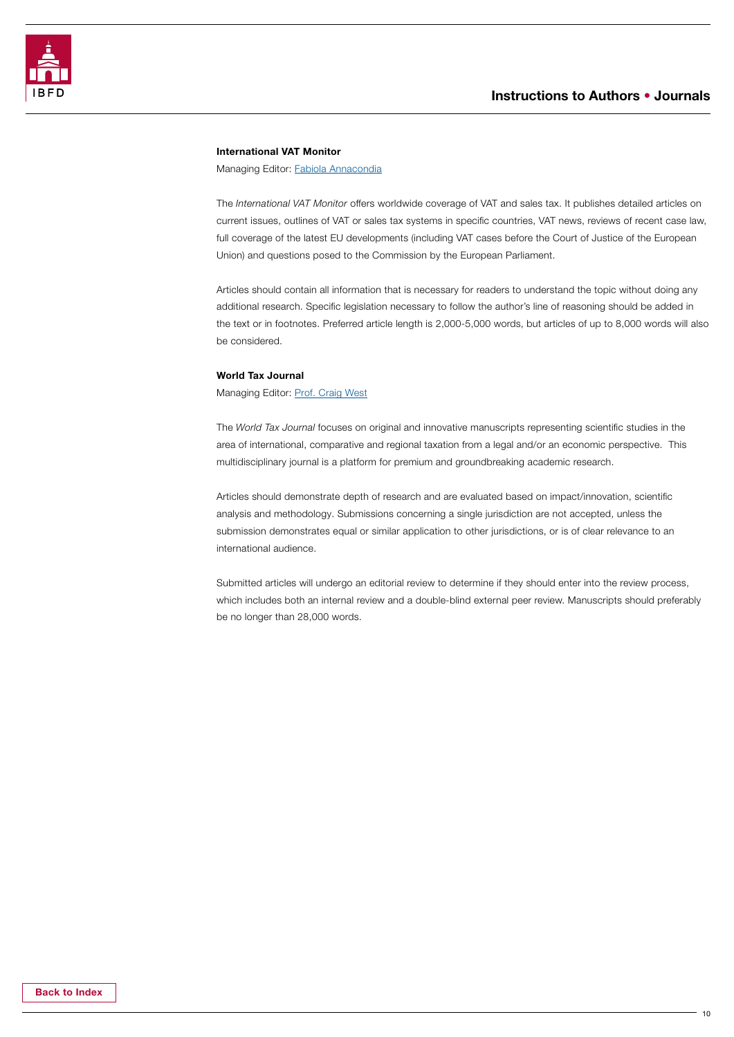### International VAT Monitor

Managing Editor: [Fabiola Annacondia]

The *International VAT Monitor* offers worldwide coverage of VAT and sales tax. It publishes detailed articles on current issues, outlines of VAT or sales tax systems in specific countries, VAT news, reviews of recent case law, full coverage of the latest EU developments (including VAT cases before the Court of Justice of the European Union) and questions posed to the Commission by the European Parliament.

Articles should contain all information that is necessary for readers to understand the topic without doing any additional research. Specific legislation necessary to follow the author's line of reasoning should be added in the text or in footnotes. Preferred article length is 2,000-5,000 words, but articles of up to 8,000 words will also be considered.

### World Tax Journal

Managing Editor: [Prof. Craig West]

The *World Tax Journal* focuses on original and innovative manuscripts representing scientific studies in the area of international, comparative and regional taxation from a legal and/or an economic perspective. This multidisciplinary journal is a platform for premium and groundbreaking academic research.

Articles should demonstrate depth of research and are evaluated based on impact/innovation, scientific analysis and methodology. Submissions concerning a single jurisdiction are not accepted, unless the submission demonstrates equal or similar application to other jurisdictions, or is of clear relevance to an international audience.

Submitted articles will undergo an editorial review to determine if they should enter into the review process, which includes both an internal review and a double-blind external peer review. Manuscripts should preferably be no longer than 28,000 words.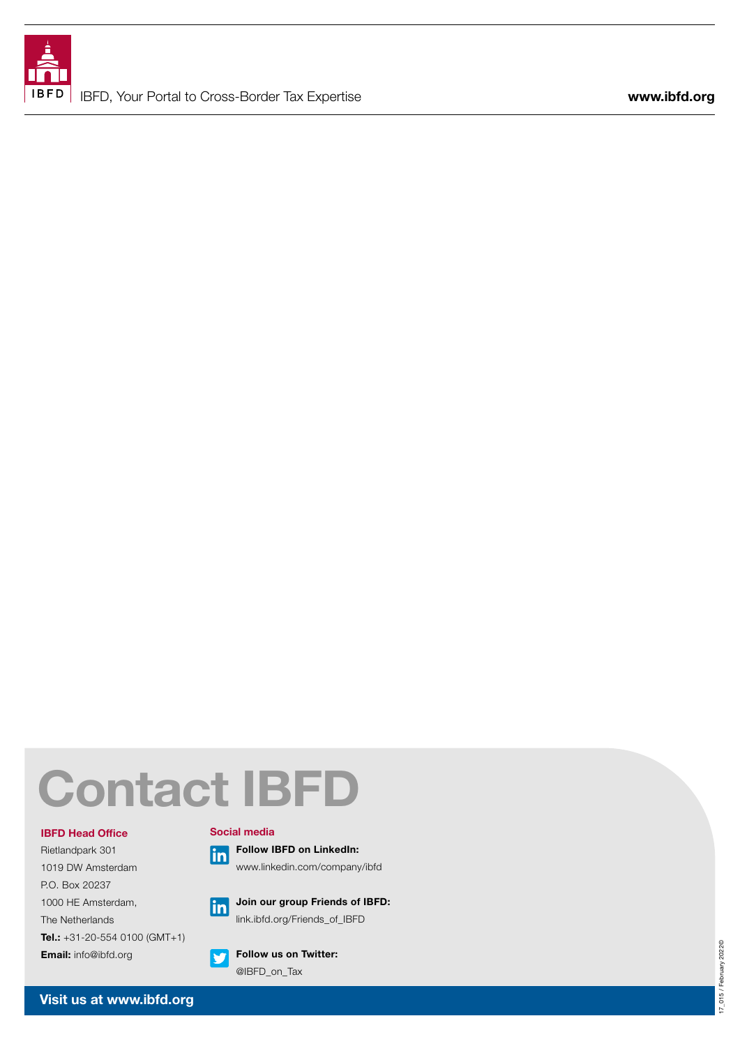IBFD, Your Portal to Cross-Border Tax Expertise **www.ibfd.org**

# Contact IBFD

**IBFD Head Office**

Rietlandpark 301
1019 DW Amsterdam
P.O. Box 20237
1000 HE Amsterdam,
The Netherlands
**Tel.:** +31-20-554 0100 (GMT+1)
**Email:** info@ibfd.org

**Social media**

**Follow IBFD on LinkedIn:**
www.linkedin.com/company/ibfd

**Join our group Friends of IBFD:**
link.ibfd.org/Friends_of_IBFD

**Follow us on Twitter:**
@IBFD_on_Tax

**Visit us at www.ibfd.org**

17_015 / February 2022©